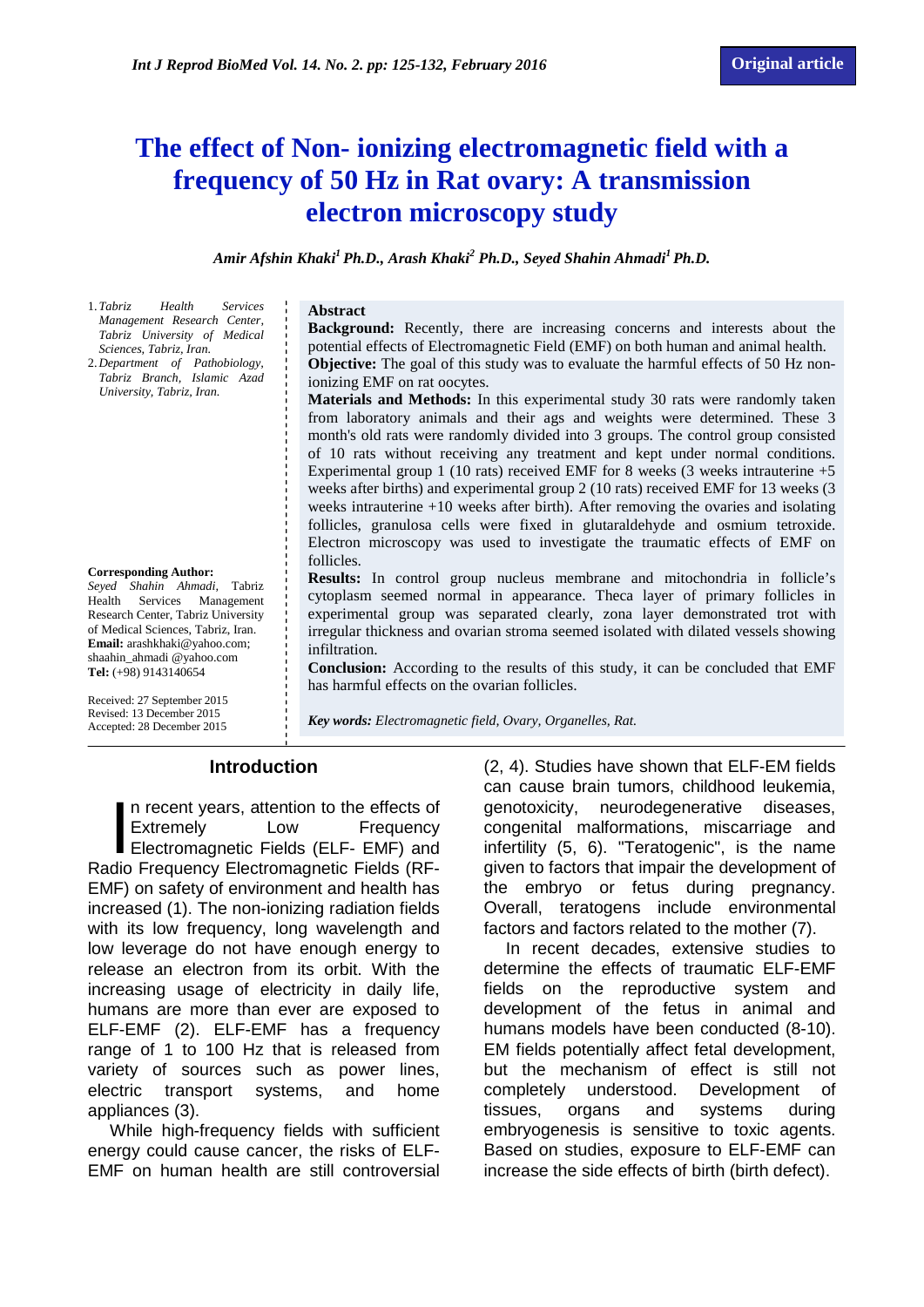Original article

# The effect of Non- ionizing electromagnetic field with a frequency of 50 Hz in Rat ovary: A transmission electron microscopy study

*Amir Afshin Khaki[1] Ph.D., Arash Khaki[2] Ph.D., Seyed Shahin Ahmadi[1] Ph.D.*

1. *Tabriz Health Services Management Research Center, Tabriz University of Medical Sciences, Tabriz, Iran.*
2. *Department of Pathobiology, Tabriz Branch, Islamic Azad University, Tabriz, Iran.*

**Corresponding Author:**
*Seyed Shahin Ahmadi,* Tabriz Health Services Management Research Center, Tabriz University of Medical Sciences, Tabriz, Iran.
**Email:** arashkhaki@yahoo.com; shaahin_ahmadi @yahoo.com
**Tel:** (+98) 9143140654

Received: 27 September 2015
Revised: 13 December 2015
Accepted: 28 December 2015

## Abstract

**Background:** Recently, there are increasing concerns and interests about the potential effects of Electromagnetic Field (EMF) on both human and animal health.

**Objective:** The goal of this study was to evaluate the harmful effects of 50 Hz non-ionizing EMF on rat oocytes.

**Materials and Methods:** In this experimental study 30 rats were randomly taken from laboratory animals and their ags and weights were determined. These 3 month's old rats were randomly divided into 3 groups. The control group consisted of 10 rats without receiving any treatment and kept under normal conditions. Experimental group 1 (10 rats) received EMF for 8 weeks (3 weeks intrauterine +5 weeks after births) and experimental group 2 (10 rats) received EMF for 13 weeks (3 weeks intrauterine +10 weeks after birth). After removing the ovaries and isolating follicles, granulosa cells were fixed in glutaraldehyde and osmium tetroxide. Electron microscopy was used to investigate the traumatic effects of EMF on follicles.

**Results:** In control group nucleus membrane and mitochondria in follicle's cytoplasm seemed normal in appearance. Theca layer of primary follicles in experimental group was separated clearly, zona layer demonstrated trot with irregular thickness and ovarian stroma seemed isolated with dilated vessels showing infiltration.

**Conclusion:** According to the results of this study, it can be concluded that EMF has harmful effects on the ovarian follicles.

***Key words:** Electromagnetic field, Ovary, Organelles, Rat.*

## Introduction

In recent years, attention to the effects of Extremely Low Frequency Electromagnetic Fields (ELF- EMF) and Radio Frequency Electromagnetic Fields (RF-EMF) on safety of environment and health has increased (1). The non-ionizing radiation fields with its low frequency, long wavelength and low leverage do not have enough energy to release an electron from its orbit. With the increasing usage of electricity in daily life, humans are more than ever are exposed to ELF-EMF (2). ELF-EMF has a frequency range of 1 to 100 Hz that is released from variety of sources such as power lines, electric transport systems, and home appliances (3).

While high-frequency fields with sufficient energy could cause cancer, the risks of ELF-EMF on human health are still controversial (2, 4). Studies have shown that ELF-EM fields can cause brain tumors, childhood leukemia, genotoxicity, neurodegenerative diseases, congenital malformations, miscarriage and infertility (5, 6). "Teratogenic", is the name given to factors that impair the development of the embryo or fetus during pregnancy. Overall, teratogens include environmental factors and factors related to the mother (7).

In recent decades, extensive studies to determine the effects of traumatic ELF-EMF fields on the reproductive system and development of the fetus in animal and humans models have been conducted (8-10). EM fields potentially affect fetal development, but the mechanism of effect is still not completely understood. Development of tissues, organs and systems during embryogenesis is sensitive to toxic agents. Based on studies, exposure to ELF-EMF can increase the side effects of birth (birth defect).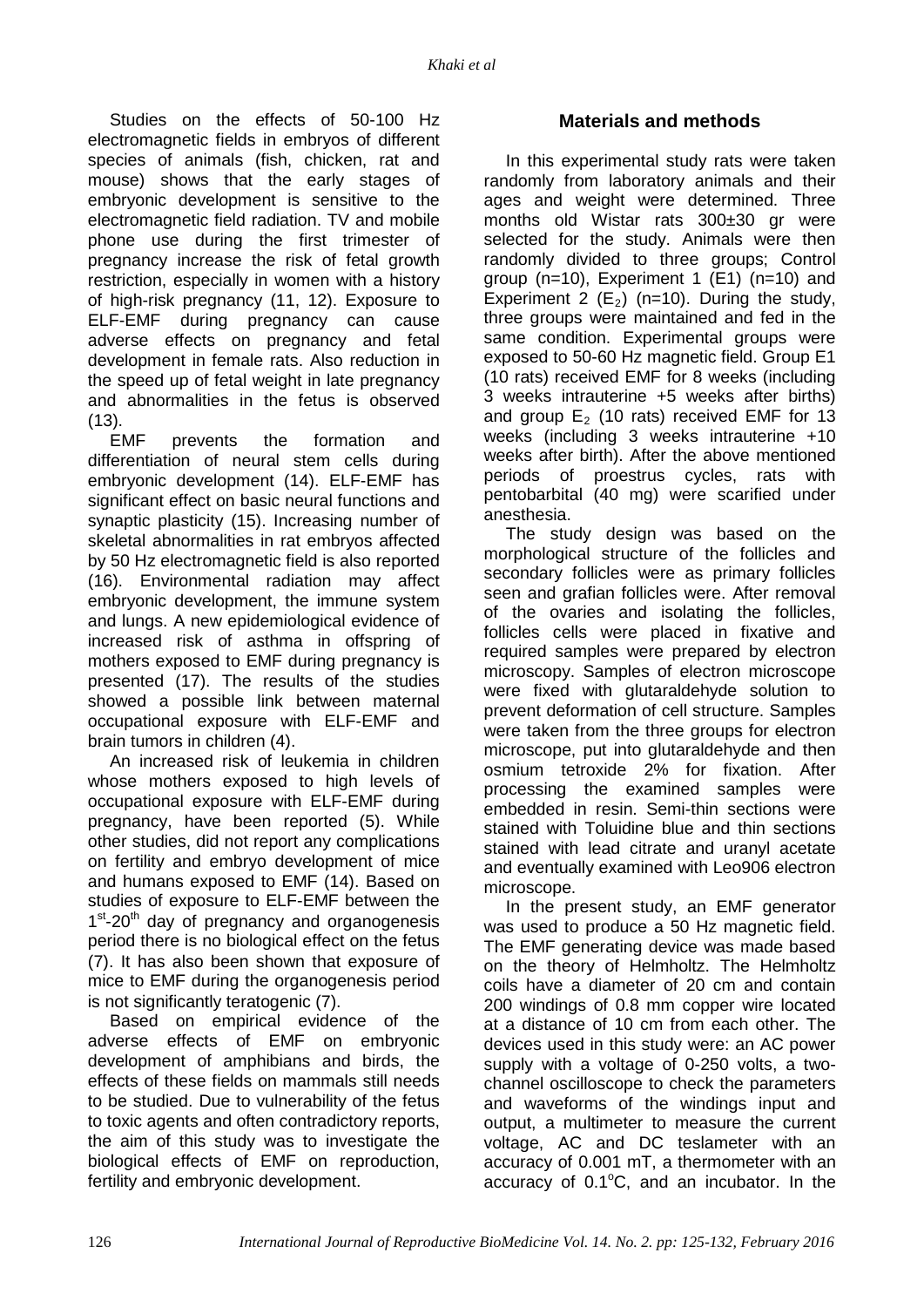Studies on the effects of 50-100 Hz electromagnetic fields in embryos of different species of animals (fish, chicken, rat and mouse) shows that the early stages of embryonic development is sensitive to the electromagnetic field radiation. TV and mobile phone use during the first trimester of pregnancy increase the risk of fetal growth restriction, especially in women with a history of high-risk pregnancy (11, 12). Exposure to ELF-EMF during pregnancy can cause adverse effects on pregnancy and fetal development in female rats. Also reduction in the speed up of fetal weight in late pregnancy and abnormalities in the fetus is observed (13).

EMF prevents the formation and differentiation of neural stem cells during embryonic development (14). ELF-EMF has significant effect on basic neural functions and synaptic plasticity (15). Increasing number of skeletal abnormalities in rat embryos affected by 50 Hz electromagnetic field is also reported (16). Environmental radiation may affect embryonic development, the immune system and lungs. A new epidemiological evidence of increased risk of asthma in offspring of mothers exposed to EMF during pregnancy is presented (17). The results of the studies showed a possible link between maternal occupational exposure with ELF-EMF and brain tumors in children (4).

An increased risk of leukemia in children whose mothers exposed to high levels of occupational exposure with ELF-EMF during pregnancy, have been reported (5). While other studies, did not report any complications on fertility and embryo development of mice and humans exposed to EMF (14). Based on studies of exposure to ELF-EMF between the 1st-20th day of pregnancy and organogenesis period there is no biological effect on the fetus (7). It has also been shown that exposure of mice to EMF during the organogenesis period is not significantly teratogenic (7).

Based on empirical evidence of the adverse effects of EMF on embryonic development of amphibians and birds, the effects of these fields on mammals still needs to be studied. Due to vulnerability of the fetus to toxic agents and often contradictory reports, the aim of this study was to investigate the biological effects of EMF on reproduction, fertility and embryonic development.

## Materials and methods

In this experimental study rats were taken randomly from laboratory animals and their ages and weight were determined. Three months old Wistar rats 300±30 gr were selected for the study. Animals were then randomly divided to three groups; Control group (n=10), Experiment 1 (E1) (n=10) and Experiment 2 ($E_2$) (n=10). During the study, three groups were maintained and fed in the same condition. Experimental groups were exposed to 50-60 Hz magnetic field. Group E1 (10 rats) received EMF for 8 weeks (including 3 weeks intrauterine +5 weeks after births) and group $E_2$ (10 rats) received EMF for 13 weeks (including 3 weeks intrauterine +10 weeks after birth). After the above mentioned periods of proestrus cycles, rats with pentobarbital (40 mg) were scarified under anesthesia.

The study design was based on the morphological structure of the follicles and secondary follicles were as primary follicles seen and grafian follicles were. After removal of the ovaries and isolating the follicles, follicles cells were placed in fixative and required samples were prepared by electron microscopy. Samples of electron microscope were fixed with glutaraldehyde solution to prevent deformation of cell structure. Samples were taken from the three groups for electron microscope, put into glutaraldehyde and then osmium tetroxide 2% for fixation. After processing the examined samples were embedded in resin. Semi-thin sections were stained with Toluidine blue and thin sections stained with lead citrate and uranyl acetate and eventually examined with Leo906 electron microscope.

In the present study, an EMF generator was used to produce a 50 Hz magnetic field. The EMF generating device was made based on the theory of Helmholtz. The Helmholtz coils have a diameter of 20 cm and contain 200 windings of 0.8 mm copper wire located at a distance of 10 cm from each other. The devices used in this study were: an AC power supply with a voltage of 0-250 volts, a two-channel oscilloscope to check the parameters and waveforms of the windings input and output, a multimeter to measure the current voltage, AC and DC teslameter with an accuracy of 0.001 mT, a thermometer with an accuracy of 0.1°C, and an incubator. In the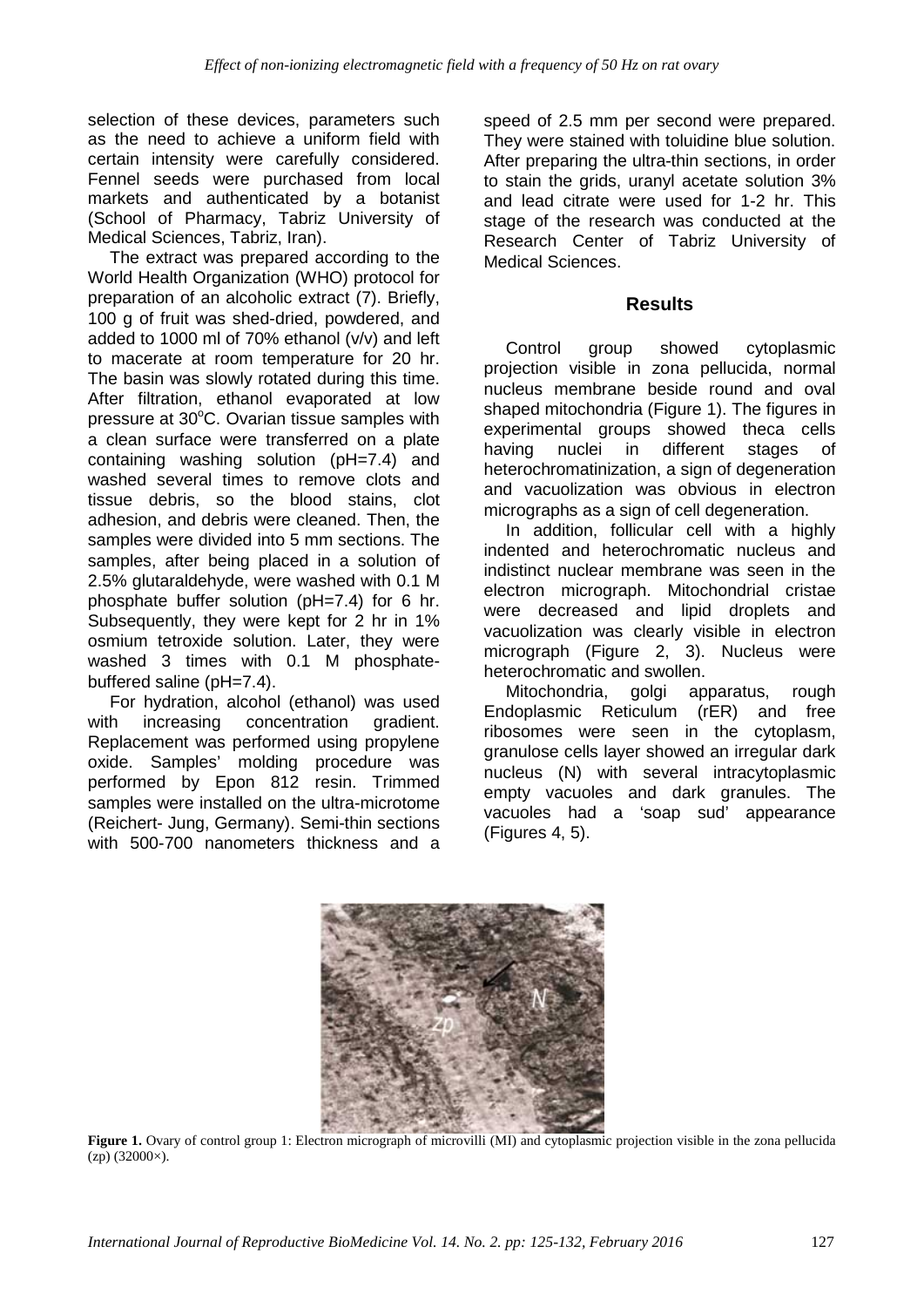selection of these devices, parameters such as the need to achieve a uniform field with certain intensity were carefully considered. Fennel seeds were purchased from local markets and authenticated by a botanist (School of Pharmacy, Tabriz University of Medical Sciences, Tabriz, Iran).

The extract was prepared according to the World Health Organization (WHO) protocol for preparation of an alcoholic extract (7). Briefly, 100 g of fruit was shed-dried, powdered, and added to 1000 ml of 70% ethanol (v/v) and left to macerate at room temperature for 20 hr. The basin was slowly rotated during this time. After filtration, ethanol evaporated at low pressure at 30$^o$C. Ovarian tissue samples with a clean surface were transferred on a plate containing washing solution (pH=7.4) and washed several times to remove clots and tissue debris, so the blood stains, clot adhesion, and debris were cleaned. Then, the samples were divided into 5 mm sections. The samples, after being placed in a solution of 2.5% glutaraldehyde, were washed with 0.1 M phosphate buffer solution (pH=7.4) for 6 hr. Subsequently, they were kept for 2 hr in 1% osmium tetroxide solution. Later, they were washed 3 times with 0.1 M phosphate-buffered saline (pH=7.4).

For hydration, alcohol (ethanol) was used with increasing concentration gradient. Replacement was performed using propylene oxide. Samples' molding procedure was performed by Epon 812 resin. Trimmed samples were installed on the ultra-microtome (Reichert- Jung, Germany). Semi-thin sections with 500-700 nanometers thickness and a speed of 2.5 mm per second were prepared. They were stained with toluidine blue solution. After preparing the ultra-thin sections, in order to stain the grids, uranyl acetate solution 3% and lead citrate were used for 1-2 hr. This stage of the research was conducted at the Research Center of Tabriz University of Medical Sciences.

## Results

Control group showed cytoplasmic projection visible in zona pellucida, normal nucleus membrane beside round and oval shaped mitochondria (Figure 1). The figures in experimental groups showed theca cells having nuclei in different stages of heterochromatinization, a sign of degeneration and vacuolization was obvious in electron micrographs as a sign of cell degeneration.

In addition, follicular cell with a highly indented and heterochromatic nucleus and indistinct nuclear membrane was seen in the electron micrograph. Mitochondrial cristae were decreased and lipid droplets and vacuolization was clearly visible in electron micrograph (Figure 2, 3). Nucleus were heterochromatic and swollen.

Mitochondria, golgi apparatus, rough Endoplasmic Reticulum (rER) and free ribosomes were seen in the cytoplasm, granulose cells layer showed an irregular dark nucleus (N) with several intracytoplasmic empty vacuoles and dark granules. The vacuoles had a 'soap sud' appearance (Figures 4, 5).

**Figure 1.** Ovary of control group 1: Electron micrograph of microvilli (MI) and cytoplasmic projection visible in the zona pellucida (zp) (32000×).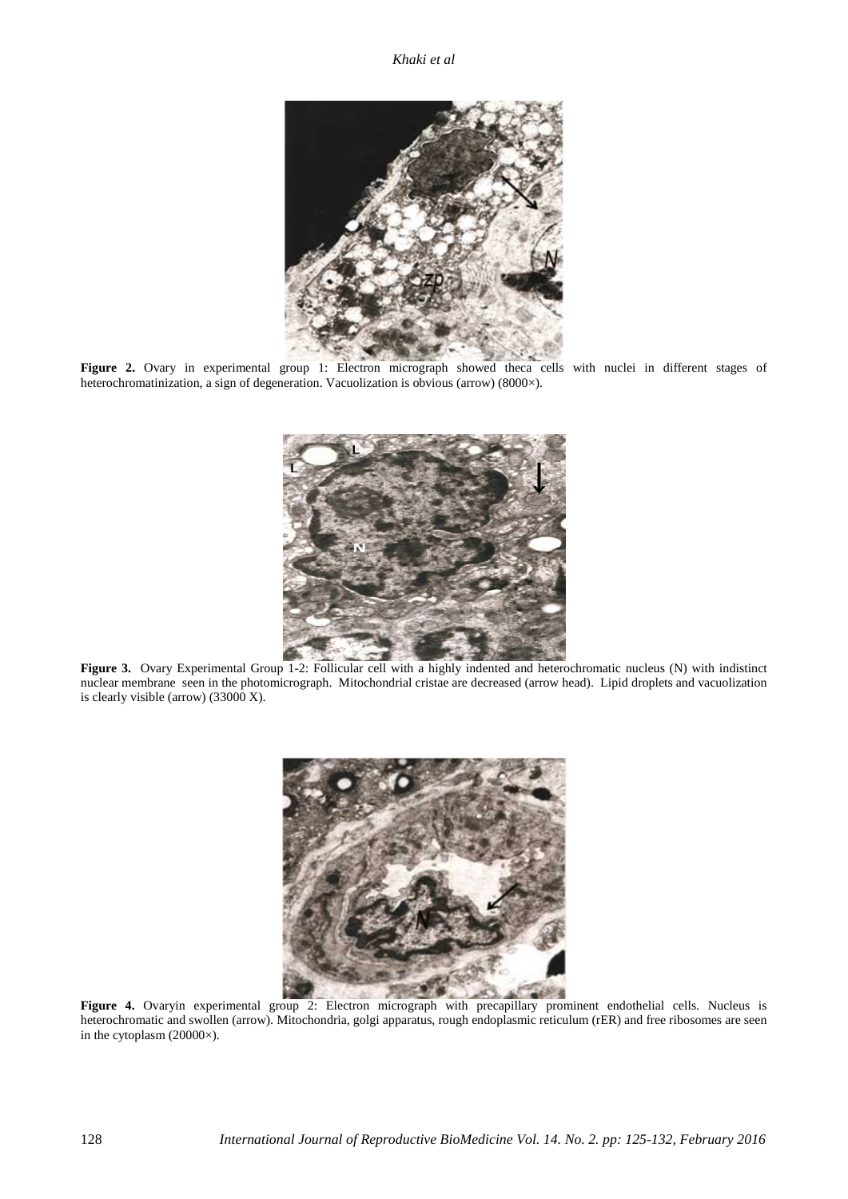**Figure 2.** Ovary in experimental group 1: Electron micrograph showed theca cells with nuclei in different stages of heterochromatinization, a sign of degeneration. Vacuolization is obvious (arrow) (8000×).

**Figure 3.** Ovary Experimental Group 1-2: Follicular cell with a highly indented and heterochromatic nucleus (N) with indistinct nuclear membrane seen in the photomicrograph. Mitochondrial cristae are decreased (arrow head). Lipid droplets and vacuolization is clearly visible (arrow) (33000 X).

**Figure 4.** Ovaryin experimental group 2: Electron micrograph with precapillary prominent endothelial cells. Nucleus is heterochromatic and swollen (arrow). Mitochondria, golgi apparatus, rough endoplasmic reticulum (rER) and free ribosomes are seen in the cytoplasm (20000×).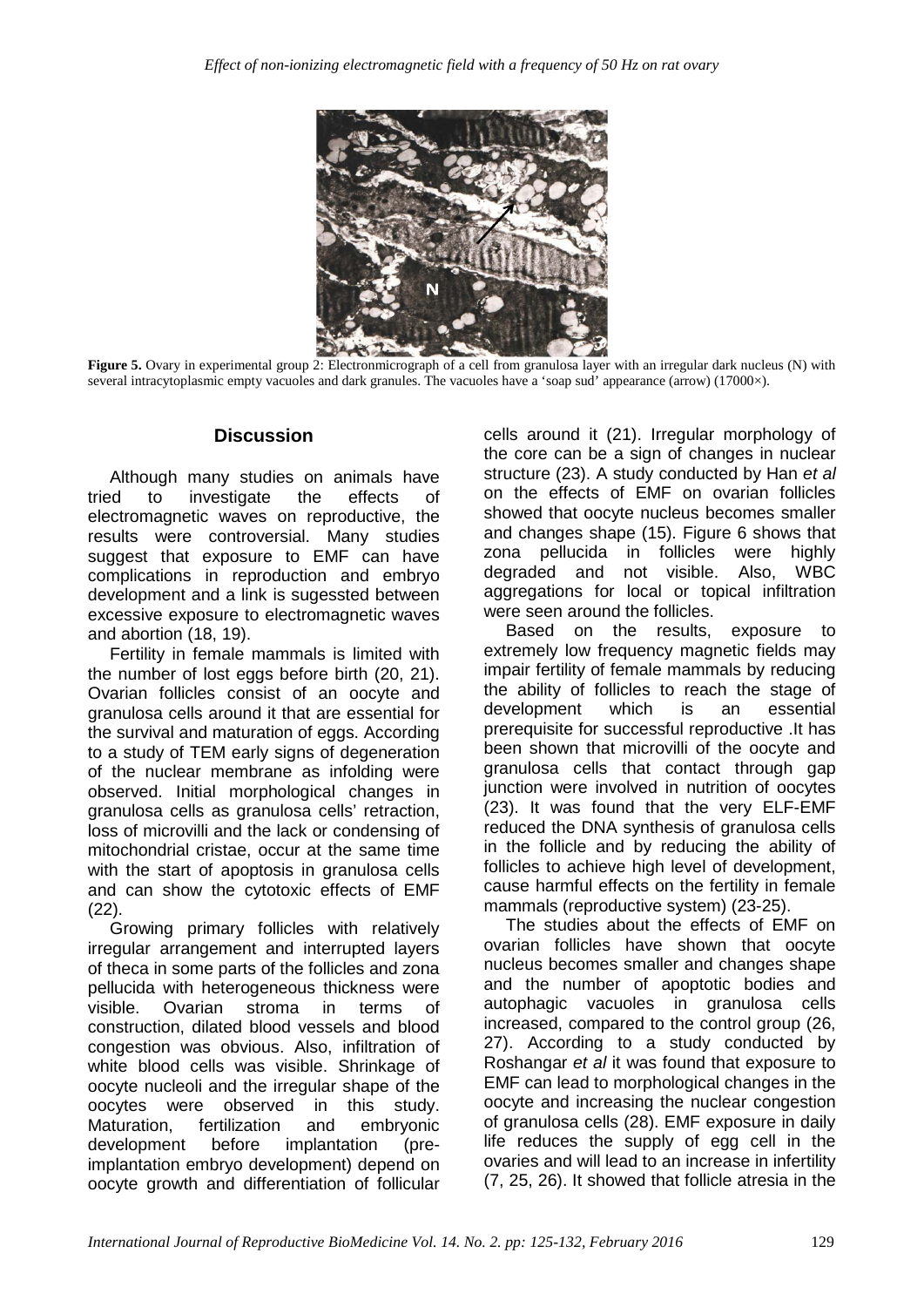**Figure 5.** Ovary in experimental group 2: Electronmicrograph of a cell from granulosa layer with an irregular dark nucleus (N) with several intracytoplasmic empty vacuoles and dark granules. The vacuoles have a 'soap sud' appearance (arrow) (17000×).

## Discussion

Although many studies on animals have tried to investigate the effects of electromagnetic waves on reproductive, the results were controversial. Many studies suggest that exposure to EMF can have complications in reproduction and embryo development and a link is sugessted between excessive exposure to electromagnetic waves and abortion (18, 19).

Fertility in female mammals is limited with the number of lost eggs before birth (20, 21). Ovarian follicles consist of an oocyte and granulosa cells around it that are essential for the survival and maturation of eggs. According to a study of TEM early signs of degeneration of the nuclear membrane as infolding were observed. Initial morphological changes in granulosa cells as granulosa cells' retraction, loss of microvilli and the lack or condensing of mitochondrial cristae, occur at the same time with the start of apoptosis in granulosa cells and can show the cytotoxic effects of EMF (22).

Growing primary follicles with relatively irregular arrangement and interrupted layers of theca in some parts of the follicles and zona pellucida with heterogeneous thickness were visible. Ovarian stroma in terms of construction, dilated blood vessels and blood congestion was obvious. Also, infiltration of white blood cells was visible. Shrinkage of oocyte nucleoli and the irregular shape of the oocytes were observed in this study. Maturation, fertilization and embryonic development before implantation (pre-implantation embryo development) depend on oocyte growth and differentiation of follicular cells around it (21). Irregular morphology of the core can be a sign of changes in nuclear structure (23). A study conducted by Han *et al* on the effects of EMF on ovarian follicles showed that oocyte nucleus becomes smaller and changes shape (15). Figure 6 shows that zona pellucida in follicles were highly degraded and not visible. Also, WBC aggregations for local or topical infiltration were seen around the follicles.

Based on the results, exposure to extremely low frequency magnetic fields may impair fertility of female mammals by reducing the ability of follicles to reach the stage of development which is an essential prerequisite for successful reproductive .It has been shown that microvilli of the oocyte and granulosa cells that contact through gap junction were involved in nutrition of oocytes (23). It was found that the very ELF-EMF reduced the DNA synthesis of granulosa cells in the follicle and by reducing the ability of follicles to achieve high level of development, cause harmful effects on the fertility in female mammals (reproductive system) (23-25).

The studies about the effects of EMF on ovarian follicles have shown that oocyte nucleus becomes smaller and changes shape and the number of apoptotic bodies and autophagic vacuoles in granulosa cells increased, compared to the control group (26, 27). According to a study conducted by Roshangar *et al* it was found that exposure to EMF can lead to morphological changes in the oocyte and increasing the nuclear congestion of granulosa cells (28). EMF exposure in daily life reduces the supply of egg cell in the ovaries and will lead to an increase in infertility (7, 25, 26). It showed that follicle atresia in the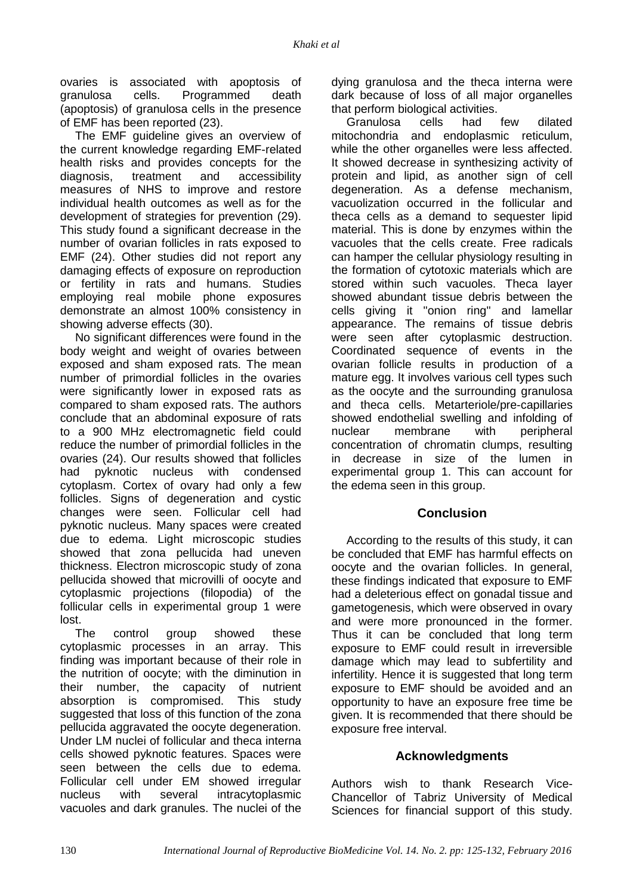ovaries is associated with apoptosis of granulosa cells. Programmed death (apoptosis) of granulosa cells in the presence of EMF has been reported (23).

The EMF guideline gives an overview of the current knowledge regarding EMF-related health risks and provides concepts for the diagnosis, treatment and accessibility measures of NHS to improve and restore individual health outcomes as well as for the development of strategies for prevention (29). This study found a significant decrease in the number of ovarian follicles in rats exposed to EMF (24). Other studies did not report any damaging effects of exposure on reproduction or fertility in rats and humans. Studies employing real mobile phone exposures demonstrate an almost 100% consistency in showing adverse effects (30).

No significant differences were found in the body weight and weight of ovaries between exposed and sham exposed rats. The mean number of primordial follicles in the ovaries were significantly lower in exposed rats as compared to sham exposed rats. The authors conclude that an abdominal exposure of rats to a 900 MHz electromagnetic field could reduce the number of primordial follicles in the ovaries (24). Our results showed that follicles had pyknotic nucleus with condensed cytoplasm. Cortex of ovary had only a few follicles. Signs of degeneration and cystic changes were seen. Follicular cell had pyknotic nucleus. Many spaces were created due to edema. Light microscopic studies showed that zona pellucida had uneven thickness. Electron microscopic study of zona pellucida showed that microvilli of oocyte and cytoplasmic projections (filopodia) of the follicular cells in experimental group 1 were lost.

The control group showed these cytoplasmic processes in an array. This finding was important because of their role in the nutrition of oocyte; with the diminution in their number, the capacity of nutrient absorption is compromised. This study suggested that loss of this function of the zona pellucida aggravated the oocyte degeneration. Under LM nuclei of follicular and theca interna cells showed pyknotic features. Spaces were seen between the cells due to edema. Follicular cell under EM showed irregular nucleus with several intracytoplasmic vacuoles and dark granules. The nuclei of the dying granulosa and the theca interna were dark because of loss of all major organelles that perform biological activities.

Granulosa cells had few dilated mitochondria and endoplasmic reticulum, while the other organelles were less affected. It showed decrease in synthesizing activity of protein and lipid, as another sign of cell degeneration. As a defense mechanism, vacuolization occurred in the follicular and theca cells as a demand to sequester lipid material. This is done by enzymes within the vacuoles that the cells create. Free radicals can hamper the cellular physiology resulting in the formation of cytotoxic materials which are stored within such vacuoles. Theca layer showed abundant tissue debris between the cells giving it "onion ring" and lamellar appearance. The remains of tissue debris were seen after cytoplasmic destruction. Coordinated sequence of events in the ovarian follicle results in production of a mature egg. It involves various cell types such as the oocyte and the surrounding granulosa and theca cells. Metarteriole/pre-capillaries showed endothelial swelling and infolding of nuclear membrane with peripheral concentration of chromatin clumps, resulting in decrease in size of the lumen in experimental group 1. This can account for the edema seen in this group.

## Conclusion

According to the results of this study, it can be concluded that EMF has harmful effects on oocyte and the ovarian follicles. In general, these findings indicated that exposure to EMF had a deleterious effect on gonadal tissue and gametogenesis, which were observed in ovary and were more pronounced in the former. Thus it can be concluded that long term exposure to EMF could result in irreversible damage which may lead to subfertility and infertility. Hence it is suggested that long term exposure to EMF should be avoided and an opportunity to have an exposure free time be given. It is recommended that there should be exposure free interval.

## Acknowledgments

Authors wish to thank Research Vice-Chancellor of Tabriz University of Medical Sciences for financial support of this study.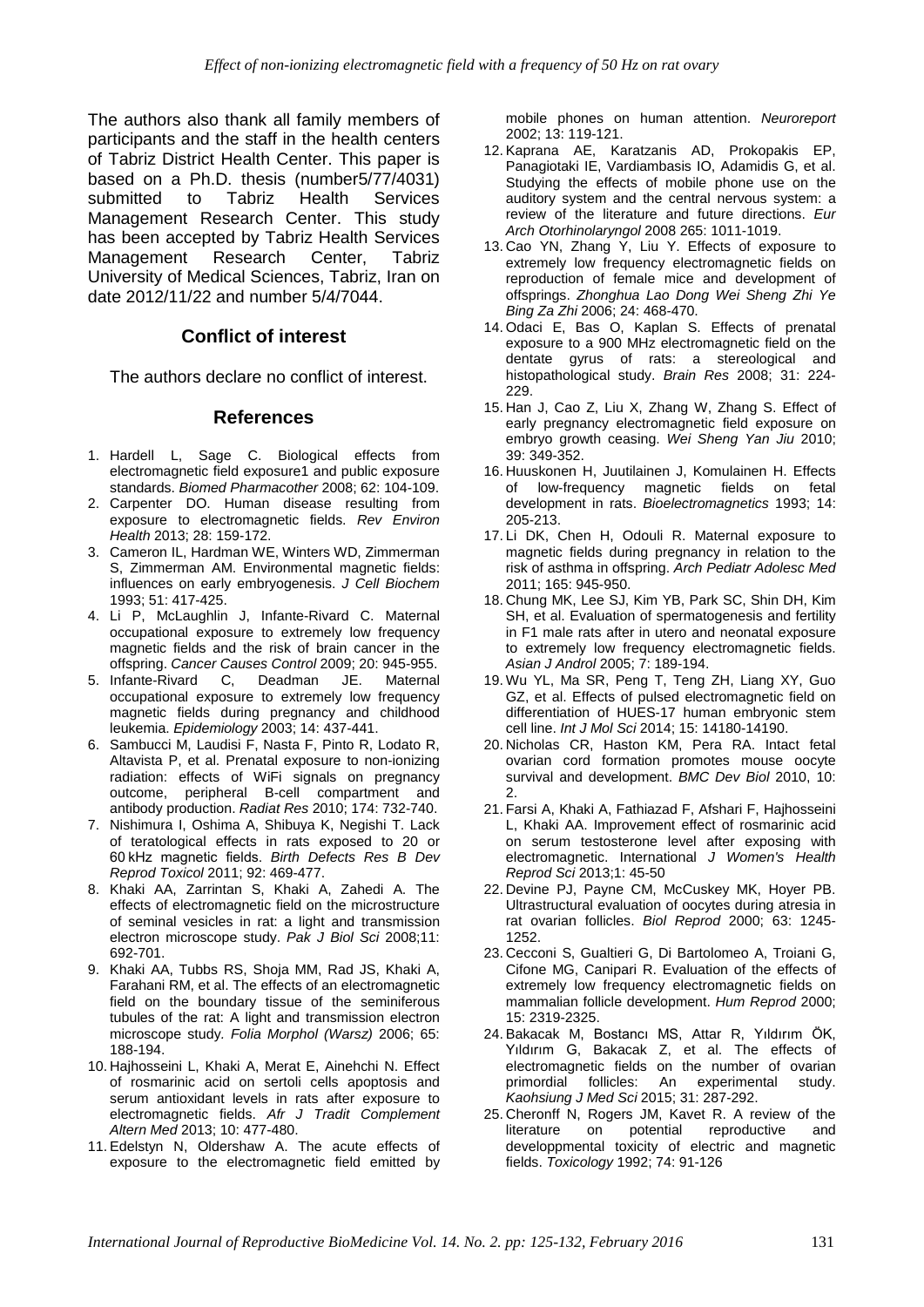The authors also thank all family members of participants and the staff in the health centers of Tabriz District Health Center. This paper is based on a Ph.D. thesis (number5/77/4031) submitted to Tabriz Health Services Management Research Center. This study has been accepted by Tabriz Health Services Management Research Center, Tabriz University of Medical Sciences, Tabriz, Iran on date 2012/11/22 and number 5/4/7044.

## Conflict of interest

The authors declare no conflict of interest.

## References

1. Hardell L, Sage C. Biological effects from electromagnetic field exposure1 and public exposure standards. *Biomed Pharmacother* 2008; 62: 104-109.
2. Carpenter DO. Human disease resulting from exposure to electromagnetic fields. *Rev Environ Health* 2013; 28: 159-172.
3. Cameron IL, Hardman WE, Winters WD, Zimmerman S, Zimmerman AM. Environmental magnetic fields: influences on early embryogenesis. *J Cell Biochem* 1993; 51: 417-425.
4. Li P, McLaughlin J, Infante-Rivard C. Maternal occupational exposure to extremely low frequency magnetic fields and the risk of brain cancer in the offspring. *Cancer Causes Control* 2009; 20: 945-955.
5. Infante-Rivard C, Deadman JE. Maternal occupational exposure to extremely low frequency magnetic fields during pregnancy and childhood leukemia. *Epidemiology* 2003; 14: 437-441.
6. Sambucci M, Laudisi F, Nasta F, Pinto R, Lodato R, Altavista P, et al. Prenatal exposure to non-ionizing radiation: effects of WiFi signals on pregnancy outcome, peripheral B-cell compartment and antibody production. *Radiat Res* 2010; 174: 732-740.
7. Nishimura I, Oshima A, Shibuya K, Negishi T. Lack of teratological effects in rats exposed to 20 or 60 kHz magnetic fields. *Birth Defects Res B Dev Reprod Toxicol* 2011; 92: 469-477.
8. Khaki AA, Zarrintan S, Khaki A, Zahedi A. The effects of electromagnetic field on the microstructure of seminal vesicles in rat: a light and transmission electron microscope study. *Pak J Biol Sci* 2008;11: 692-701.
9. Khaki AA, Tubbs RS, Shoja MM, Rad JS, Khaki A, Farahani RM, et al. The effects of an electromagnetic field on the boundary tissue of the seminiferous tubules of the rat: A light and transmission electron microscope study. *Folia Morphol (Warsz)* 2006; 65: 188-194.
10. Hajhosseini L, Khaki A, Merat E, Ainehchi N. Effect of rosmarinic acid on sertoli cells apoptosis and serum antioxidant levels in rats after exposure to electromagnetic fields. *Afr J Tradit Complement Altern Med* 2013; 10: 477-480.
11. Edelstyn N, Oldershaw A. The acute effects of exposure to the electromagnetic field emitted by mobile phones on human attention. *Neuroreport* 2002; 13: 119-121.
12. Kaprana AE, Karatzanis AD, Prokopakis EP, Panagiotaki IE, Vardiambasis IO, Adamidis G, et al. Studying the effects of mobile phone use on the auditory system and the central nervous system: a review of the literature and future directions. *Eur Arch Otorhinolaryngol* 2008 265: 1011-1019.
13. Cao YN, Zhang Y, Liu Y. Effects of exposure to extremely low frequency electromagnetic fields on reproduction of female mice and development of offsprings. *Zhonghua Lao Dong Wei Sheng Zhi Ye Bing Za Zhi* 2006; 24: 468-470.
14. Odaci E, Bas O, Kaplan S. Effects of prenatal exposure to a 900 MHz electromagnetic field on the dentate gyrus of rats: a stereological and histopathological study. *Brain Res* 2008; 31: 224-229.
15. Han J, Cao Z, Liu X, Zhang W, Zhang S. Effect of early pregnancy electromagnetic field exposure on embryo growth ceasing. *Wei Sheng Yan Jiu* 2010; 39: 349-352.
16. Huuskonen H, Juutilainen J, Komulainen H. Effects of low-frequency magnetic fields on fetal development in rats. *Bioelectromagnetics* 1993; 14: 205-213.
17. Li DK, Chen H, Odouli R. Maternal exposure to magnetic fields during pregnancy in relation to the risk of asthma in offspring. *Arch Pediatr Adolesc Med* 2011; 165: 945-950.
18. Chung MK, Lee SJ, Kim YB, Park SC, Shin DH, Kim SH, et al. Evaluation of spermatogenesis and fertility in F1 male rats after in utero and neonatal exposure to extremely low frequency electromagnetic fields. *Asian J Androl* 2005; 7: 189-194.
19. Wu YL, Ma SR, Peng T, Teng ZH, Liang XY, Guo GZ, et al. Effects of pulsed electromagnetic field on differentiation of HUES-17 human embryonic stem cell line. *Int J Mol Sci* 2014; 15: 14180-14190.
20. Nicholas CR, Haston KM, Pera RA. Intact fetal ovarian cord formation promotes mouse oocyte survival and development. *BMC Dev Biol* 2010, 10: 2.
21. Farsi A, Khaki A, Fathiazad F, Afshari F, Hajhosseini L, Khaki AA. Improvement effect of rosmarinic acid on serum testosterone level after exposing with electromagnetic. International *J Women's Health Reprod Sci* 2013;1: 45-50
22. Devine PJ, Payne CM, McCuskey MK, Hoyer PB. Ultrastructural evaluation of oocytes during atresia in rat ovarian follicles. *Biol Reprod* 2000; 63: 1245-1252.
23. Cecconi S, Gualtieri G, Di Bartolomeo A, Troiani G, Cifone MG, Canipari R. Evaluation of the effects of extremely low frequency electromagnetic fields on mammalian follicle development. *Hum Reprod* 2000; 15: 2319-2325.
24. Bakacak M, Bostancı MS, Attar R, Yıldırım ÖK, Yıldırım G, Bakacak Z, et al. The effects of electromagnetic fields on the number of ovarian primordial follicles: An experimental study. *Kaohsiung J Med Sci* 2015; 31: 287-292.
25. Cheronff N, Rogers JM, Kavet R. A review of the literature on potential reproductive and developpmental toxicity of electric and magnetic fields. *Toxicology* 1992; 74: 91-126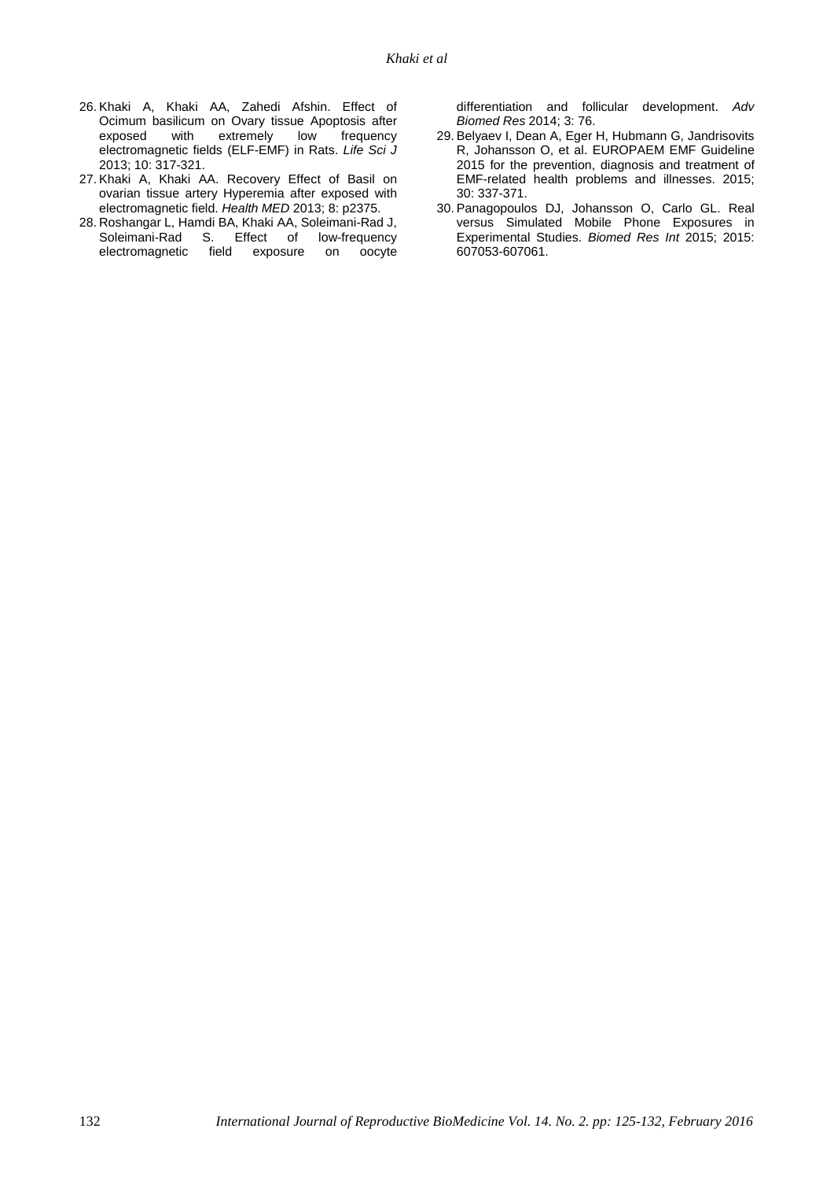26. Khaki A, Khaki AA, Zahedi Afshin. Effect of Ocimum basilicum on Ovary tissue Apoptosis after exposed with extremely low frequency electromagnetic fields (ELF-EMF) in Rats. *Life Sci J* 2013; 10: 317-321.
27. Khaki A, Khaki AA. Recovery Effect of Basil on ovarian tissue artery Hyperemia after exposed with electromagnetic field. *Health MED* 2013; 8: p2375.
28. Roshangar L, Hamdi BA, Khaki AA, Soleimani-Rad J, Soleimani-Rad S. Effect of low-frequency electromagnetic field exposure on oocyte differentiation and follicular development. *Adv Biomed Res* 2014; 3: 76.
29. Belyaev I, Dean A, Eger H, Hubmann G, Jandrisovits R, Johansson O, et al. EUROPAEM EMF Guideline 2015 for the prevention, diagnosis and treatment of EMF-related health problems and illnesses. 2015; 30: 337-371.
30. Panagopoulos DJ, Johansson O, Carlo GL. Real versus Simulated Mobile Phone Exposures in Experimental Studies. *Biomed Res Int* 2015; 2015: 607053-607061.